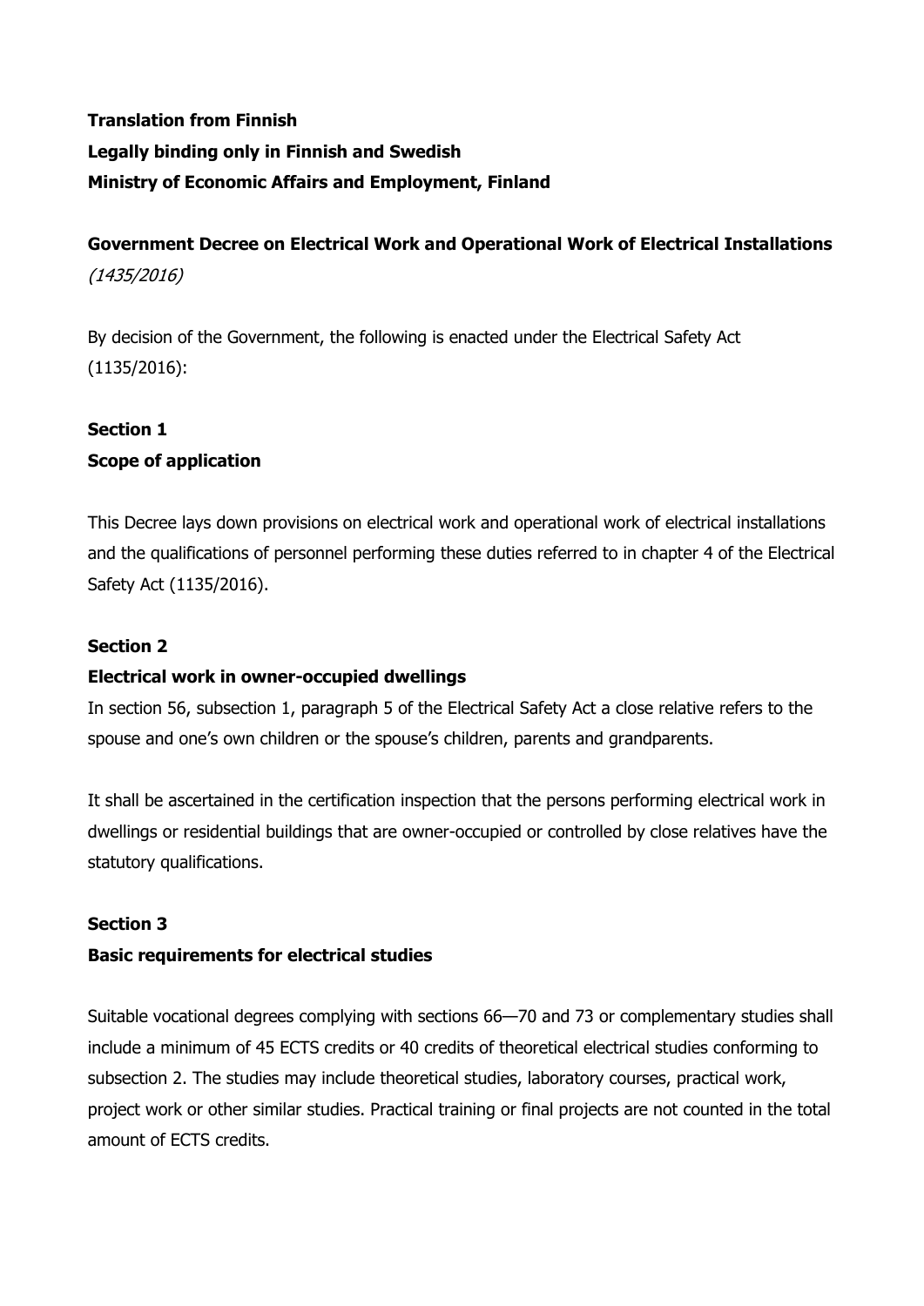**Translation from Finnish**
**Legally binding only in Finnish and Swedish**
**Ministry of Economic Affairs and Employment, Finland**

# Government Decree on Electrical Work and Operational Work of Electrical Installations

*(1435/2016)*

By decision of the Government, the following is enacted under the Electrical Safety Act (1135/2016):

## Section 1
## Scope of application

This Decree lays down provisions on electrical work and operational work of electrical installations and the qualifications of personnel performing these duties referred to in chapter 4 of the Electrical Safety Act (1135/2016).

## Section 2
## Electrical work in owner-occupied dwellings

In section 56, subsection 1, paragraph 5 of the Electrical Safety Act a close relative refers to the spouse and one's own children or the spouse's children, parents and grandparents.

It shall be ascertained in the certification inspection that the persons performing electrical work in dwellings or residential buildings that are owner-occupied or controlled by close relatives have the statutory qualifications.

## Section 3
## Basic requirements for electrical studies

Suitable vocational degrees complying with sections 66—70 and 73 or complementary studies shall include a minimum of 45 ECTS credits or 40 credits of theoretical electrical studies conforming to subsection 2. The studies may include theoretical studies, laboratory courses, practical work, project work or other similar studies. Practical training or final projects are not counted in the total amount of ECTS credits.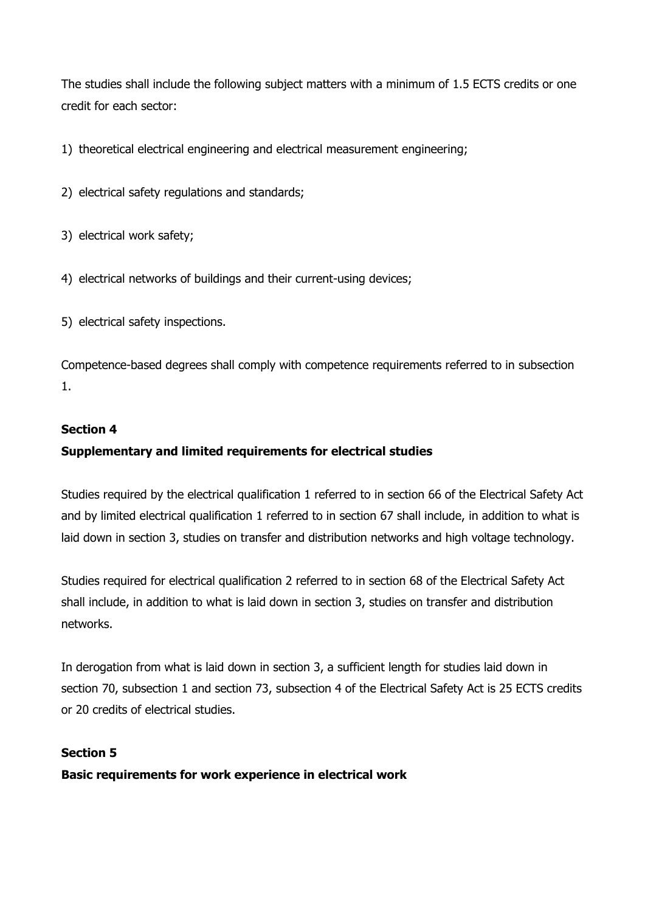The studies shall include the following subject matters with a minimum of 1.5 ECTS credits or one credit for each sector:

1) theoretical electrical engineering and electrical measurement engineering;

2) electrical safety regulations and standards;

3) electrical work safety;

4) electrical networks of buildings and their current-using devices;

5) electrical safety inspections.

Competence-based degrees shall comply with competence requirements referred to in subsection 1.

**Section 4**

**Supplementary and limited requirements for electrical studies**

Studies required by the electrical qualification 1 referred to in section 66 of the Electrical Safety Act and by limited electrical qualification 1 referred to in section 67 shall include, in addition to what is laid down in section 3, studies on transfer and distribution networks and high voltage technology.

Studies required for electrical qualification 2 referred to in section 68 of the Electrical Safety Act shall include, in addition to what is laid down in section 3, studies on transfer and distribution networks.

In derogation from what is laid down in section 3, a sufficient length for studies laid down in section 70, subsection 1 and section 73, subsection 4 of the Electrical Safety Act is 25 ECTS credits or 20 credits of electrical studies.

**Section 5**

**Basic requirements for work experience in electrical work**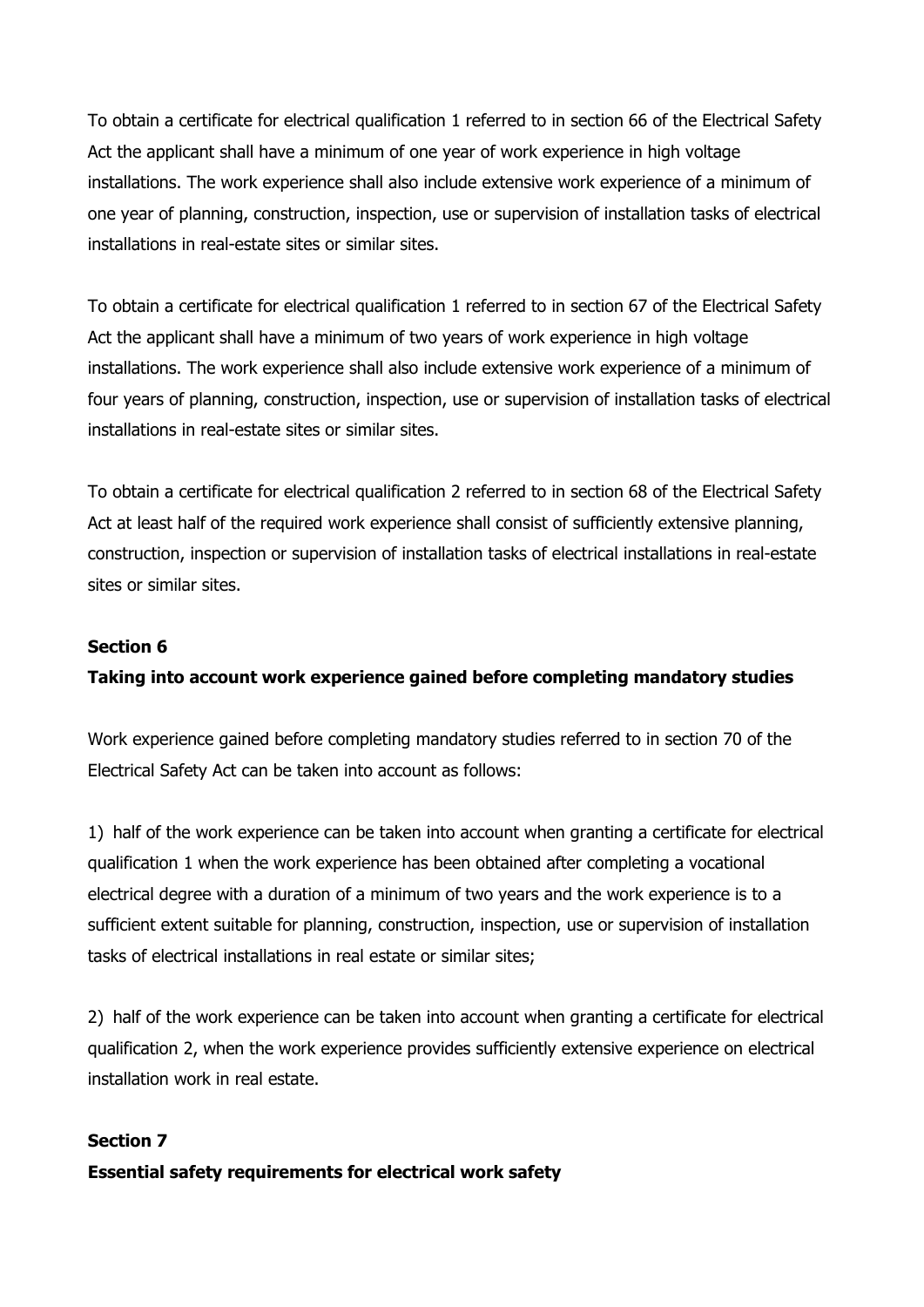To obtain a certificate for electrical qualification 1 referred to in section 66 of the Electrical Safety Act the applicant shall have a minimum of one year of work experience in high voltage installations. The work experience shall also include extensive work experience of a minimum of one year of planning, construction, inspection, use or supervision of installation tasks of electrical installations in real-estate sites or similar sites.

To obtain a certificate for electrical qualification 1 referred to in section 67 of the Electrical Safety Act the applicant shall have a minimum of two years of work experience in high voltage installations. The work experience shall also include extensive work experience of a minimum of four years of planning, construction, inspection, use or supervision of installation tasks of electrical installations in real-estate sites or similar sites.

To obtain a certificate for electrical qualification 2 referred to in section 68 of the Electrical Safety Act at least half of the required work experience shall consist of sufficiently extensive planning, construction, inspection or supervision of installation tasks of electrical installations in real-estate sites or similar sites.

### Section 6
### Taking into account work experience gained before completing mandatory studies

Work experience gained before completing mandatory studies referred to in section 70 of the Electrical Safety Act can be taken into account as follows:

1) half of the work experience can be taken into account when granting a certificate for electrical qualification 1 when the work experience has been obtained after completing a vocational electrical degree with a duration of a minimum of two years and the work experience is to a sufficient extent suitable for planning, construction, inspection, use or supervision of installation tasks of electrical installations in real estate or similar sites;

2) half of the work experience can be taken into account when granting a certificate for electrical qualification 2, when the work experience provides sufficiently extensive experience on electrical installation work in real estate.

### Section 7
### Essential safety requirements for electrical work safety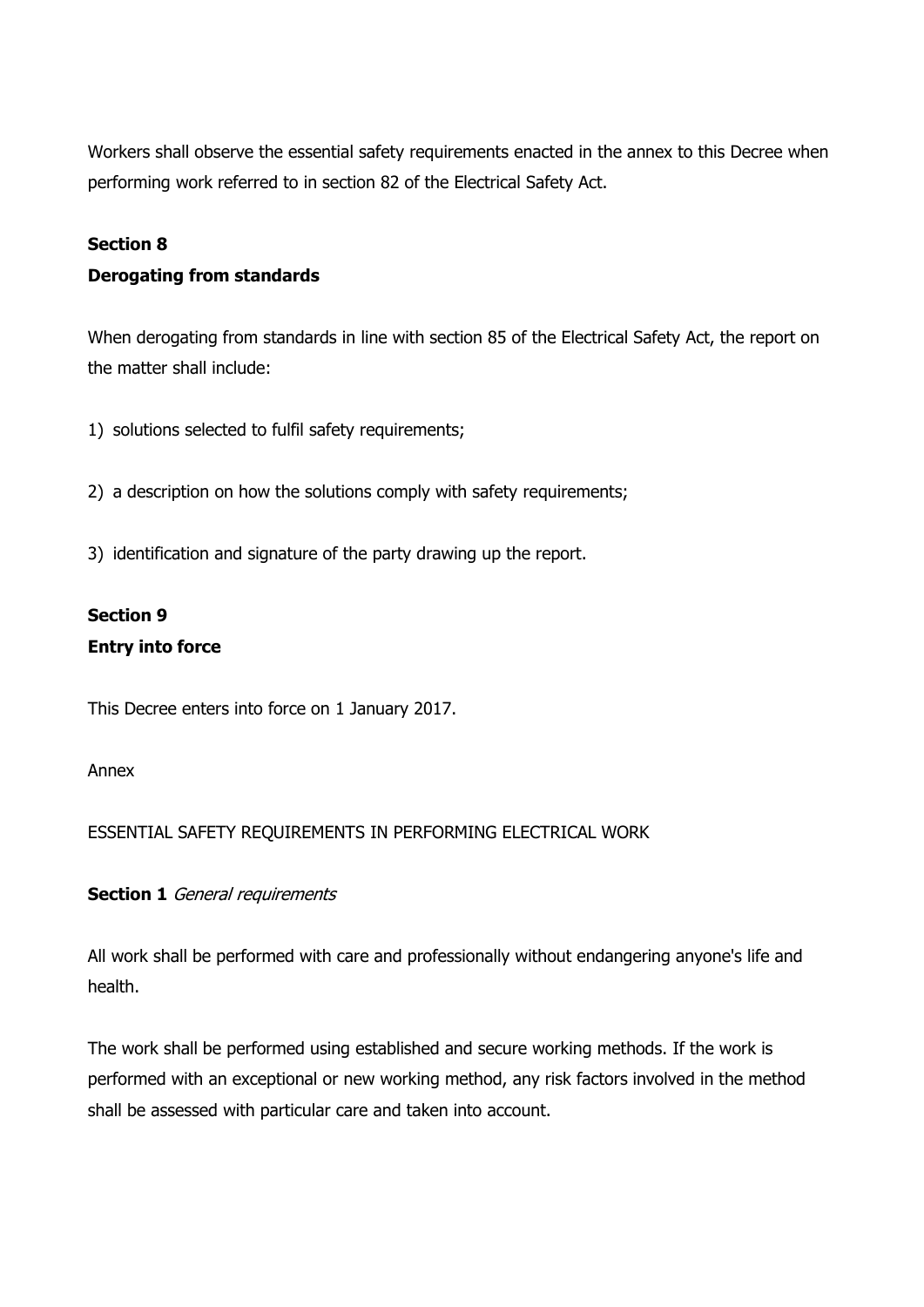Workers shall observe the essential safety requirements enacted in the annex to this Decree when performing work referred to in section 82 of the Electrical Safety Act.

**Section 8**

**Derogating from standards**

When derogating from standards in line with section 85 of the Electrical Safety Act, the report on the matter shall include:

1) solutions selected to fulfil safety requirements;

2) a description on how the solutions comply with safety requirements;

3) identification and signature of the party drawing up the report.

**Section 9**

**Entry into force**

This Decree enters into force on 1 January 2017.

Annex

ESSENTIAL SAFETY REQUIREMENTS IN PERFORMING ELECTRICAL WORK

**Section 1** *General requirements*

All work shall be performed with care and professionally without endangering anyone's life and health.

The work shall be performed using established and secure working methods. If the work is performed with an exceptional or new working method, any risk factors involved in the method shall be assessed with particular care and taken into account.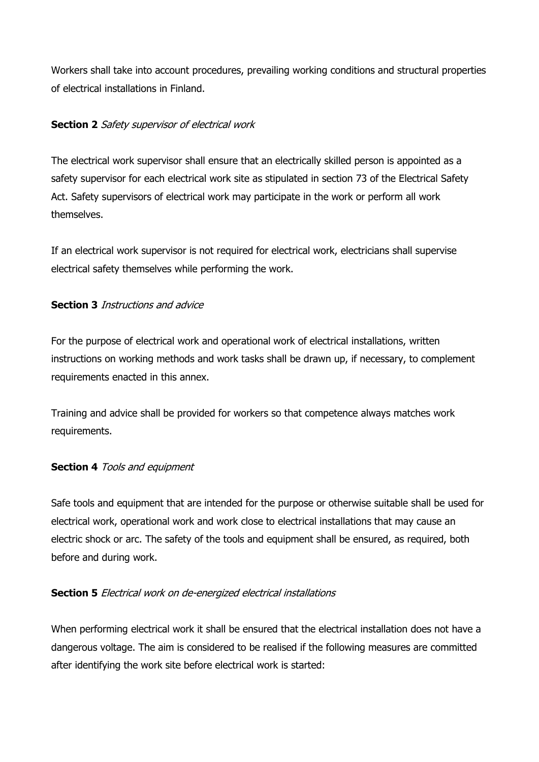Workers shall take into account procedures, prevailing working conditions and structural properties of electrical installations in Finland.

**Section 2** *Safety supervisor of electrical work*

The electrical work supervisor shall ensure that an electrically skilled person is appointed as a safety supervisor for each electrical work site as stipulated in section 73 of the Electrical Safety Act. Safety supervisors of electrical work may participate in the work or perform all work themselves.

If an electrical work supervisor is not required for electrical work, electricians shall supervise electrical safety themselves while performing the work.

**Section 3** *Instructions and advice*

For the purpose of electrical work and operational work of electrical installations, written instructions on working methods and work tasks shall be drawn up, if necessary, to complement requirements enacted in this annex.

Training and advice shall be provided for workers so that competence always matches work requirements.

**Section 4** *Tools and equipment*

Safe tools and equipment that are intended for the purpose or otherwise suitable shall be used for electrical work, operational work and work close to electrical installations that may cause an electric shock or arc. The safety of the tools and equipment shall be ensured, as required, both before and during work.

**Section 5** *Electrical work on de-energized electrical installations*

When performing electrical work it shall be ensured that the electrical installation does not have a dangerous voltage. The aim is considered to be realised if the following measures are committed after identifying the work site before electrical work is started: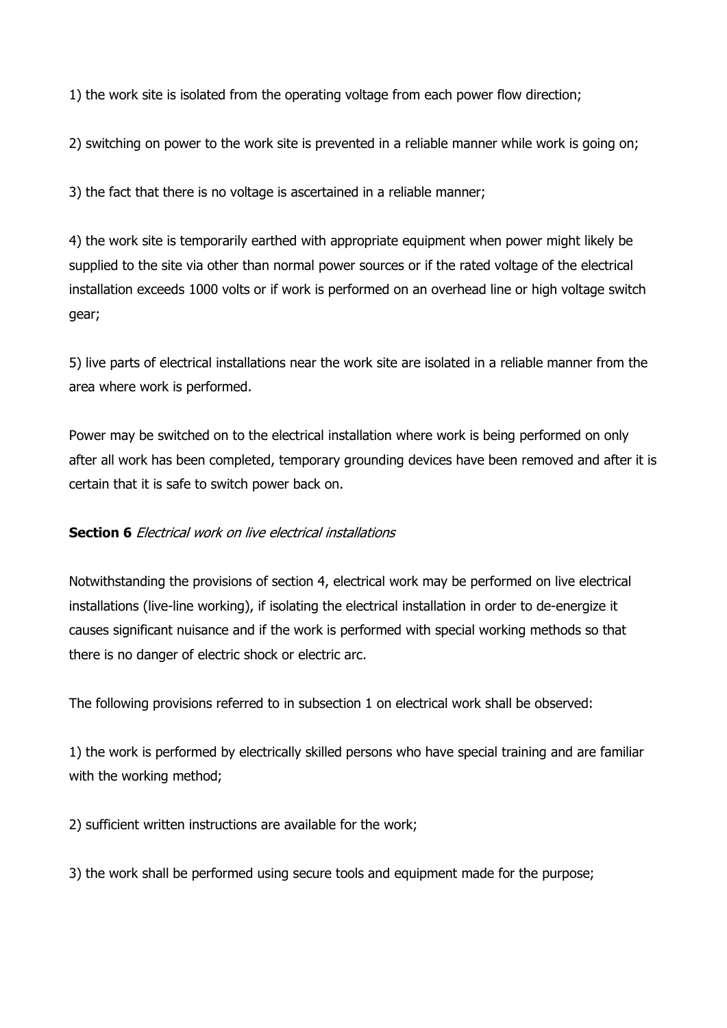1) the work site is isolated from the operating voltage from each power flow direction;

2) switching on power to the work site is prevented in a reliable manner while work is going on;

3) the fact that there is no voltage is ascertained in a reliable manner;

4) the work site is temporarily earthed with appropriate equipment when power might likely be supplied to the site via other than normal power sources or if the rated voltage of the electrical installation exceeds 1000 volts or if work is performed on an overhead line or high voltage switch gear;

5) live parts of electrical installations near the work site are isolated in a reliable manner from the area where work is performed.

Power may be switched on to the electrical installation where work is being performed on only after all work has been completed, temporary grounding devices have been removed and after it is certain that it is safe to switch power back on.

**Section 6** *Electrical work on live electrical installations*

Notwithstanding the provisions of section 4, electrical work may be performed on live electrical installations (live-line working), if isolating the electrical installation in order to de-energize it causes significant nuisance and if the work is performed with special working methods so that there is no danger of electric shock or electric arc.

The following provisions referred to in subsection 1 on electrical work shall be observed:

1) the work is performed by electrically skilled persons who have special training and are familiar with the working method;

2) sufficient written instructions are available for the work;

3) the work shall be performed using secure tools and equipment made for the purpose;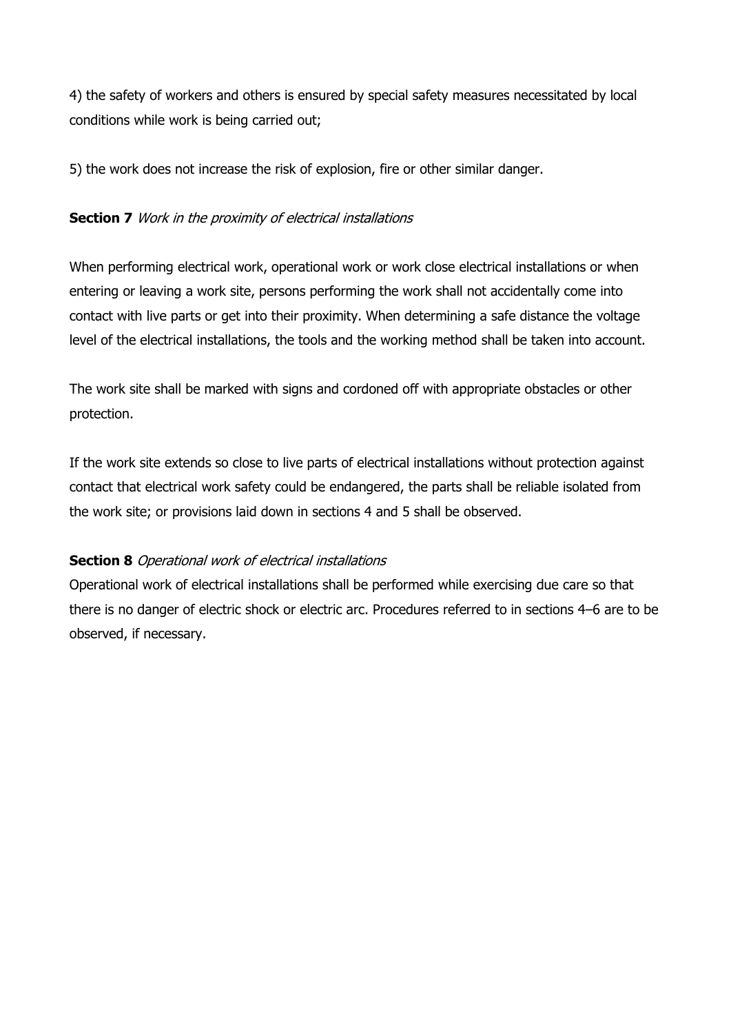4) the safety of workers and others is ensured by special safety measures necessitated by local conditions while work is being carried out;

5) the work does not increase the risk of explosion, fire or other similar danger.

**Section 7** *Work in the proximity of electrical installations*

When performing electrical work, operational work or work close electrical installations or when entering or leaving a work site, persons performing the work shall not accidentally come into contact with live parts or get into their proximity. When determining a safe distance the voltage level of the electrical installations, the tools and the working method shall be taken into account.

The work site shall be marked with signs and cordoned off with appropriate obstacles or other protection.

If the work site extends so close to live parts of electrical installations without protection against contact that electrical work safety could be endangered, the parts shall be reliable isolated from the work site; or provisions laid down in sections 4 and 5 shall be observed.

**Section 8** *Operational work of electrical installations*

Operational work of electrical installations shall be performed while exercising due care so that there is no danger of electric shock or electric arc. Procedures referred to in sections 4–6 are to be observed, if necessary.